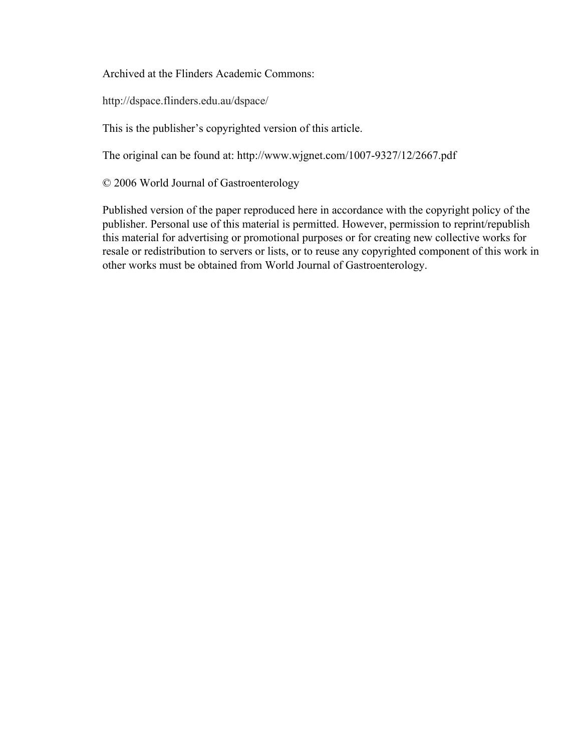Archived at the Flinders Academic Commons:

http://dspace.flinders.edu.au/dspace/

This is the publisher's copyrighted version of this article.

The original can be found at: http://www.wjgnet.com/1007-9327/12/2667.pdf

© 2006 World Journal of Gastroenterology

Published version of the paper reproduced here in accordance with the copyright policy of the publisher. Personal use of this material is permitted. However, permission to reprint/republish this material for advertising or promotional purposes or for creating new collective works for resale or redistribution to servers or lists, or to reuse any copyrighted component of this work in other works must be obtained from World Journal of Gastroenterology.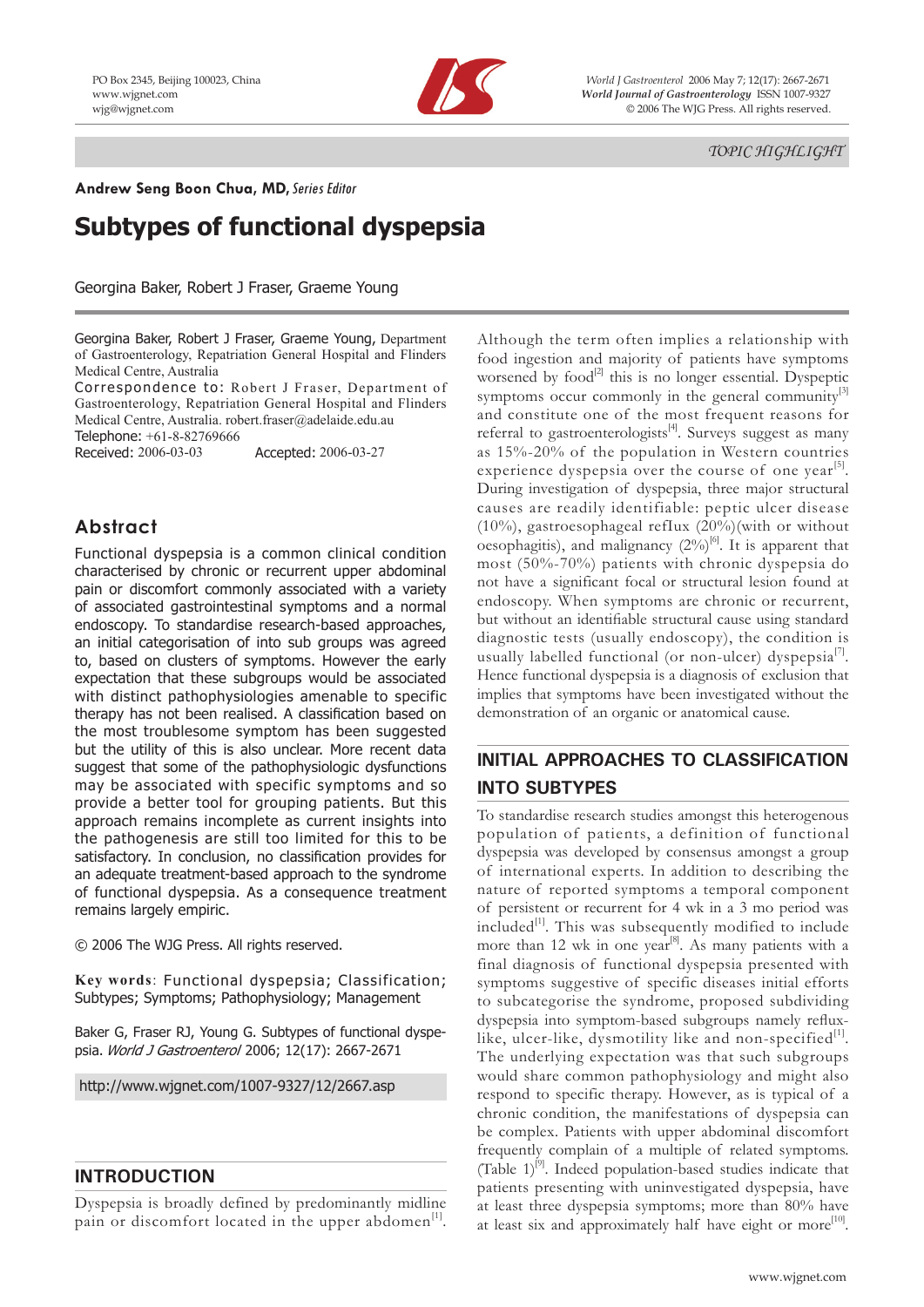Andrew Seng Boon Chua, MD, *Series Editor*

# Subtypes of functional dyspepsia

Georgina Baker, Robert J Fraser, Graeme Young

Georgina Baker, Robert J Fraser, Graeme Young, Department of Gastroenterology, Repatriation General Hospital and Flinders Medical Centre, Australia

Correspondence to: Robert J Fraser, Department of Gastroenterology, Repatriation General Hospital and Flinders Medical Centre, Australia. robert.fraser@adelaide.edu.au

Telephone: +61-8-82769666

Received: 2006-03-03 Accepted: 2006-03-27

## Abstract

Functional dyspepsia is a common clinical condition characterised by chronic or recurrent upper abdominal pain or discomfort commonly associated with a variety of associated gastrointestinal symptoms and a normal endoscopy. To standardise research-based approaches, an initial categorisation of into sub groups was agreed to, based on clusters of symptoms. However the early expectation that these subgroups would be associated with distinct pathophysiologies amenable to specific therapy has not been realised. A classification based on the most troublesome symptom has been suggested but the utility of this is also unclear. More recent data suggest that some of the pathophysiologic dysfunctions may be associated with specific symptoms and so provide a better tool for grouping patients. But this approach remains incomplete as current insights into the pathogenesis are still too limited for this to be satisfactory. In conclusion, no classification provides for an adequate treatment-based approach to the syndrome of functional dyspepsia. As a consequence treatment remains largely empiric.

© 2006 The WJG Press. All rights reserved.

**Key words**: Functional dyspepsia; Classification; Subtypes; Symptoms; Pathophysiology; Management

Baker G, Fraser RJ, Young G. Subtypes of functional dyspepsia. *World J Gastroenterol* 2006; 12(17): 2667-2671

http://www.wjgnet.com/1007-9327/12/2667.asp

## INTRODUCTION

Dyspepsia is broadly defined by predominantly midline pain or discomfort located in the upper abdomen[1]. Although the term often implies a relationship with food ingestion and majority of patients have symptoms worsened by food[2] this is no longer essential. Dyspeptic symptoms occur commonly in the general community[3] and constitute one of the most frequent reasons for referral to gastroenterologists[4]. Surveys suggest as many as 15%-20% of the population in Western countries experience dyspepsia over the course of one year[5]. During investigation of dyspepsia, three major structural causes are readily identifiable: peptic ulcer disease (10%), gastroesophageal reflux (20%)(with or without oesophagitis), and malignancy (2%)[6]. It is apparent that most (50%-70%) patients with chronic dyspepsia do not have a significant focal or structural lesion found at endoscopy. When symptoms are chronic or recurrent, but without an identifiable structural cause using standard diagnostic tests (usually endoscopy), the condition is usually labelled functional (or non-ulcer) dyspepsia[7]. Hence functional dyspepsia is a diagnosis of exclusion that implies that symptoms have been investigated without the demonstration of an organic or anatomical cause.

## INITIAL APPROACHES TO CLASSIFICATION INTO SUBTYPES

To standardise research studies amongst this heterogenous population of patients, a definition of functional dyspepsia was developed by consensus amongst a group of international experts. In addition to describing the nature of reported symptoms a temporal component of persistent or recurrent for 4 wk in a 3 mo period was included[1]. This was subsequently modified to include more than 12 wk in one year[8]. As many patients with a final diagnosis of functional dyspepsia presented with symptoms suggestive of specific diseases initial efforts to subcategorise the syndrome, proposed subdividing dyspepsia into symptom-based subgroups namely reflux-like, ulcer-like, dysmotility like and non-specified[1]. The underlying expectation was that such subgroups would share common pathophysiology and might also respond to specific therapy. However, as is typical of a chronic condition, the manifestations of dyspepsia can be complex. Patients with upper abdominal discomfort frequently complain of a multiple of related symptoms. (Table 1)[9]. Indeed population-based studies indicate that patients presenting with uninvestigated dyspepsia, have at least three dyspepsia symptoms; more than 80% have at least six and approximately half have eight or more[10].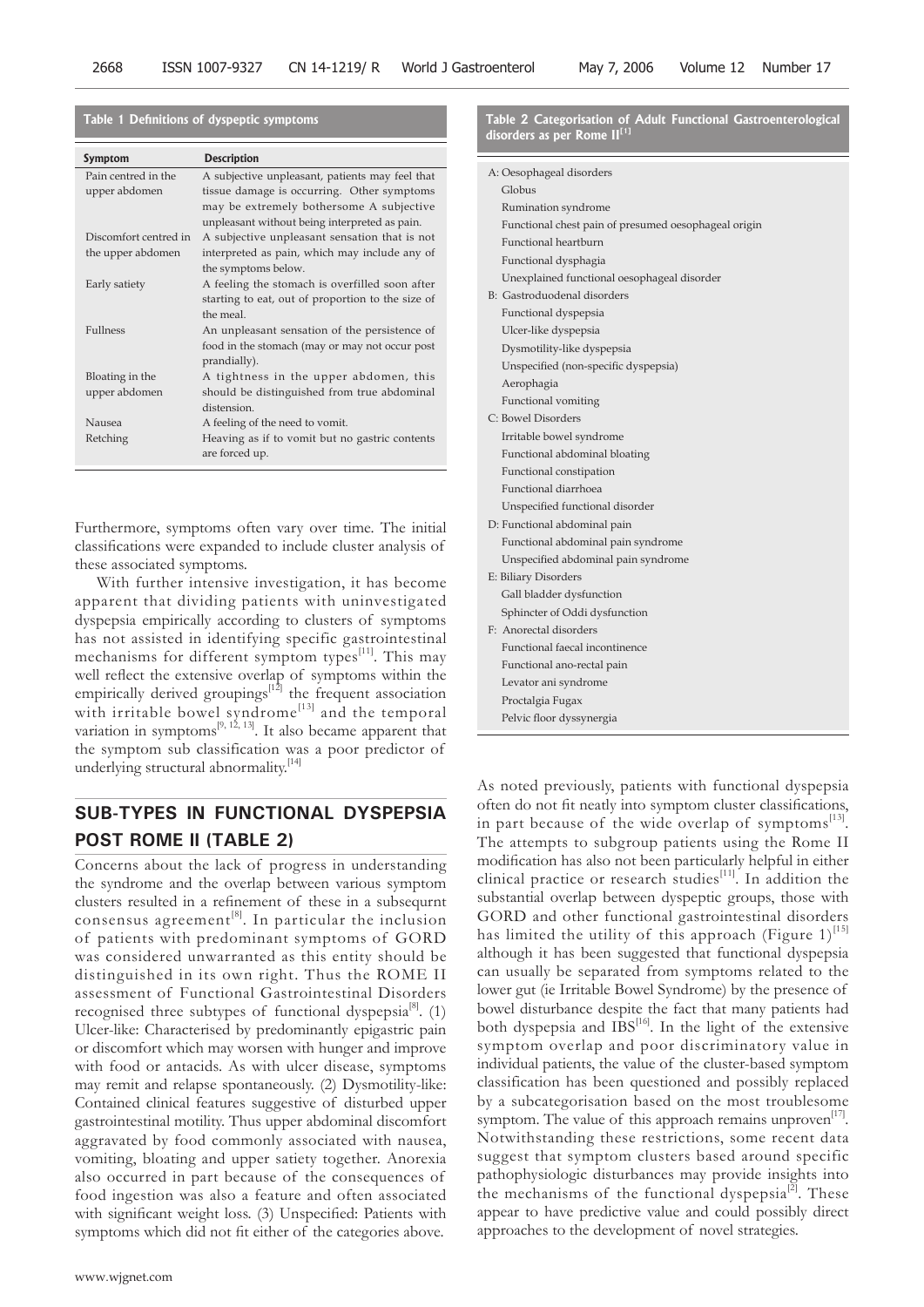**Table 1 Definitions of dyspeptic symptoms**

| Symptom | Description |
|---|---|
| Pain centred in the upper abdomen | A subjective unpleasant, patients may feel that tissue damage is occurring. Other symptoms may be extremely bothersome A subjective unpleasant without being interpreted as pain. |
| Discomfort centred in the upper abdomen | A subjective unpleasant sensation that is not interpreted as pain, which may include any of the symptoms below. |
| Early satiety | A feeling the stomach is overfilled soon after starting to eat, out of proportion to the size of the meal. |
| Fullness | An unpleasant sensation of the persistence of food in the stomach (may or may not occur post prandially). |
| Bloating in the upper abdomen | A tightness in the upper abdomen, this should be distinguished from true abdominal distension. |
| Nausea | A feeling of the need to vomit. |
| Retching | Heaving as if to vomit but no gastric contents are forced up. |

Furthermore, symptoms often vary over time. The initial classifications were expanded to include cluster analysis of these associated symptoms.

With further intensive investigation, it has become apparent that dividing patients with uninvestigated dyspepsia empirically according to clusters of symptoms has not assisted in identifying specific gastrointestinal mechanisms for different symptom types[11]. This may well reflect the extensive overlap of symptoms within the empirically derived groupings[12] the frequent association with irritable bowel syndrome[13] and the temporal variation in symptoms[9, 12, 13]. It also became apparent that the symptom sub classification was a poor predictor of underlying structural abnormality.[14]

## SUB-TYPES IN FUNCTIONAL DYSPEPSIA POST ROME II (TABLE 2)

Concerns about the lack of progress in understanding the syndrome and the overlap between various symptom clusters resulted in a refinement of these in a subsequrnt consensus agreement[8]. In particular the inclusion of patients with predominant symptoms of GORD was considered unwarranted as this entity should be distinguished in its own right. Thus the ROME II assessment of Functional Gastrointestinal Disorders recognised three subtypes of functional dyspepsia[8]. (1) Ulcer-like: Characterised by predominantly epigastric pain or discomfort which may worsen with hunger and improve with food or antacids. As with ulcer disease, symptoms may remit and relapse spontaneously. (2) Dysmotility-like: Contained clinical features suggestive of disturbed upper gastrointestinal motility. Thus upper abdominal discomfort aggravated by food commonly associated with nausea, vomiting, bloating and upper satiety together. Anorexia also occurred in part because of the consequences of food ingestion was also a feature and often associated with significant weight loss. (3) Unspecified: Patients with symptoms which did not fit either of the categories above.

**Table 2 Categorisation of Adult Functional Gastroenterological disorders as per Rome II[1]**

| |
|---|
| A: Oesophageal disorders |
| Globus |
| Rumination syndrome |
| Functional chest pain of presumed oesophageal origin |
| Functional heartburn |
| Functional dysphagia |
| Unexplained functional oesophageal disorder |
| B: Gastroduodenal disorders |
| Functional dyspepsia |
| Ulcer-like dyspepsia |
| Dysmotility-like dyspepsia |
| Unspecified (non-specific dyspepsia) |
| Aerophagia |
| Functional vomiting |
| C: Bowel Disorders |
| Irritable bowel syndrome |
| Functional abdominal bloating |
| Functional constipation |
| Functional diarrhoea |
| Unspecified functional disorder |
| D: Functional abdominal pain |
| Functional abdominal pain syndrome |
| Unspecified abdominal pain syndrome |
| E: Biliary Disorders |
| Gall bladder dysfunction |
| Sphincter of Oddi dysfunction |
| F: Anorectal disorders |
| Functional faecal incontinence |
| Functional ano-rectal pain |
| Levator ani syndrome |
| Proctalgia Fugax |
| Pelvic floor dyssynergia |

As noted previously, patients with functional dyspepsia often do not fit neatly into symptom cluster classifications, in part because of the wide overlap of symptoms[13]. The attempts to subgroup patients using the Rome II modification has also not been particularly helpful in either clinical practice or research studies[11]. In addition the substantial overlap between dyspeptic groups, those with GORD and other functional gastrointestinal disorders has limited the utility of this approach (Figure 1)[15] although it has been suggested that functional dyspepsia can usually be separated from symptoms related to the lower gut (ie Irritable Bowel Syndrome) by the presence of bowel disturbance despite the fact that many patients had both dyspepsia and IBS[16]. In the light of the extensive symptom overlap and poor discriminatory value in individual patients, the value of the cluster-based symptom classification has been questioned and possibly replaced by a subcategorisation based on the most troublesome symptom. The value of this approach remains unproven[17]. Notwithstanding these restrictions, some recent data suggest that symptom clusters based around specific pathophysiologic disturbances may provide insights into the mechanisms of the functional dyspepsia[2]. These appear to have predictive value and could possibly direct approaches to the development of novel strategies.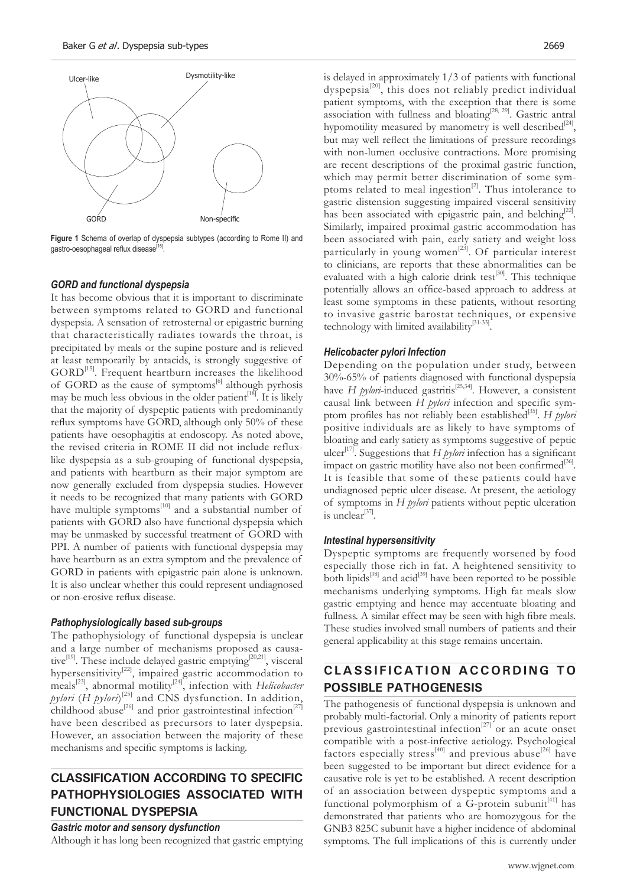Ulcer-like

Dysmotility-like

GORD

Non-specific

**Figure 1** Schema of overlap of dyspepsia subtypes (according to Rome II) and gastro-oesophageal reflux disease[15].

### *GORD and functional dyspepsia*

It has become obvious that it is important to discriminate between symptoms related to GORD and functional dyspepsia. A sensation of retrosternal or epigastric burning that characteristically radiates towards the throat, is precipitated by meals or the supine posture and is relieved at least temporarily by antacids, is strongly suggestive of GORD[15]. Frequent heartburn increases the likelihood of GORD as the cause of symptoms[6] although pyrhosis may be much less obvious in the older patient[18]. It is likely that the majority of dyspeptic patients with predominantly reflux symptoms have GORD, although only 50% of these patients have oesophagitis at endoscopy. As noted above, the revised criteria in ROME II did not include reflux-like dyspepsia as a sub-grouping of functional dyspepsia, and patients with heartburn as their major symptom are now generally excluded from dyspepsia studies. However it needs to be recognized that many patients with GORD have multiple symptoms[10] and a substantial number of patients with GORD also have functional dyspepsia which may be unmasked by successful treatment of GORD with PPI. A number of patients with functional dyspepsia may have heartburn as an extra symptom and the prevalence of GORD in patients with epigastric pain alone is unknown. It is also unclear whether this could represent undiagnosed or non-erosive reflux disease.

### *Pathophysiologically based sub-groups*

The pathophysiology of functional dyspepsia is unclear and a large number of mechanisms proposed as causative[19]. These include delayed gastric emptying[20,21], visceral hypersensitivity[22], impaired gastric accommodation to meals[23], abnormal motility[24], infection with *Helicobacter pylori* (*H pylori*)[25] and CNS dysfunction. In addition, childhood abuse[26] and prior gastrointestinal infection[27] have been described as precursors to later dyspepsia. However, an association between the majority of these mechanisms and specific symptoms is lacking.

## CLASSIFICATION ACCORDING TO SPECIFIC PATHOPHYSIOLOGIES ASSOCIATED WITH FUNCTIONAL DYSPEPSIA

### *Gastric motor and sensory dysfunction*

Although it has long been recognized that gastric emptying is delayed in approximately 1/3 of patients with functional dyspepsia[20], this does not reliably predict individual patient symptoms, with the exception that there is some association with fullness and bloating[28, 29]. Gastric antral hypomotility measured by manometry is well described[24], but may well reflect the limitations of pressure recordings with non-lumen occlusive contractions. More promising are recent descriptions of the proximal gastric function, which may permit better discrimination of some symptoms related to meal ingestion[2]. Thus intolerance to gastric distension suggesting impaired visceral sensitivity has been associated with epigastric pain, and belching[22]. Similarly, impaired proximal gastric accommodation has been associated with pain, early satiety and weight loss particularly in young women[23]. Of particular interest to clinicians, are reports that these abnormalities can be evaluated with a high calorie drink test[30]. This technique potentially allows an office-based approach to address at least some symptoms in these patients, without resorting to invasive gastric barostat techniques, or expensive technology with limited availability[31-33].

### *Helicobacter pylori Infection*

Depending on the population under study, between 30%-65% of patients diagnosed with functional dyspepsia have *H pylori*-induced gastritis[25,34]. However, a consistent causal link between *H pylori* infection and specific symptom profiles has not reliably been established[35]. *H pylori* positive individuals are as likely to have symptoms of bloating and early satiety as symptoms suggestive of peptic ulcer[17]. Suggestions that *H pylori* infection has a significant impact on gastric motility have also not been confirmed[36]. It is feasible that some of these patients could have undiagnosed peptic ulcer disease. At present, the aetiology of symptoms in *H pylori* patients without peptic ulceration is unclear[37].

### *Intestinal hypersensitivity*

Dyspeptic symptoms are frequently worsened by food especially those rich in fat. A heightened sensitivity to both lipids[38] and acid[39] have been reported to be possible mechanisms underlying symptoms. High fat meals slow gastric emptying and hence may accentuate bloating and fullness. A similar effect may be seen with high fibre meals. These studies involved small numbers of patients and their general applicability at this stage remains uncertain.

## CLASSIFICATION ACCORDING TO POSSIBLE PATHOGENESIS

The pathogenesis of functional dyspepsia is unknown and probably multi-factorial. Only a minority of patients report previous gastrointestinal infection[27] or an acute onset compatible with a post-infective aetiology. Psychological factors especially stress[40] and previous abuse[26] have been suggested to be important but direct evidence for a causative role is yet to be established. A recent description of an association between dyspeptic symptoms and a functional polymorphism of a G-protein subunit[41] has demonstrated that patients who are homozygous for the GNB3 825C subunit have a higher incidence of abdominal symptoms. The full implications of this is currently under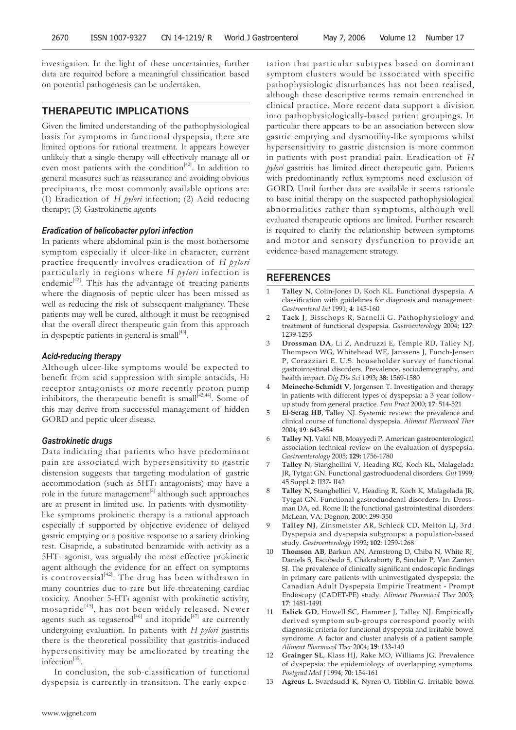investigation. In the light of these uncertainties, further data are required before a meaningful classification based on potential pathogenesis can be undertaken.

## THERAPEUTIC IMPLICATIONS

Given the limited understanding of the pathophysiological basis for symptoms in functional dyspepsia, there are limited options for rational treatment. It appears however unlikely that a single therapy will effectively manage all or even most patients with the condition[42]. In addition to general measures such as reassurance and avoiding obvious precipitants, the most commonly available options are: (1) Eradication of *H pylori* infection; (2) Acid reducing therapy; (3) Gastrokinetic agents

### *Eradication of helicobacter pylori infection*

In patients where abdominal pain is the most bothersome symptom especially if ulcer-like in character, current practice frequently involves eradication of *H pylori* particularly in regions where *H pylori* infection is endemic[42]. This has the advantage of treating patients where the diagnosis of peptic ulcer has been missed as well as reducing the risk of subsequent malignancy. These patients may well be cured, although it must be recognised that the overall direct therapeutic gain from this approach in dyspeptic patients in general is small[43].

### *Acid-reducing therapy*

Although ulcer-like symptoms would be expected to benefit from acid suppression with simple antacids, $H_2$ receptor antagonists or more recently proton pump inhibitors, the therapeutic benefit is small[42,44]. Some of this may derive from successful management of hidden GORD and peptic ulcer disease.

### *Gastrokinetic drugs*

Data indicating that patients who have predominant pain are associated with hypersensitivity to gastric distension suggests that targeting modulation of gastric accommodation (such as $5HT_1$ antagonists) may have a role in the future management[2] although such approaches are at present in limited use. In patients with dysmotility-like symptoms prokinetic therapy is a rational approach especially if supported by objective evidence of delayed gastric emptying or a positive response to a satiety drinking test. Cisapride, a substituted benzamide with activity as a $5HT_4$ agonist, was arguably the most effective prokinetic agent although the evidence for an effect on symptoms is controversial[42]. The drug has been withdrawn in many countries due to rare but life-threatening cardiac toxicity. Another $5\text{-}HT_4$ agonist with prokinetic activity, mosapride[45], has not been widely released. Newer agents such as tegaserod[46] and itopride[47] are currently undergoing evaluation. In patients with *H pylori* gastritis there is the theoretical possibility that gastritis-induced hypersensitivity may be ameliorated by treating the infection[35].

In conclusion, the sub-classification of functional dyspepsia is currently in transition. The early expectation that particular subtypes based on dominant symptom clusters would be associated with specific pathophysiologic disturbances has not been realised, although these descriptive terms remain entrenched in clinical practice. More recent data support a division into pathophysiologically-based patient groupings. In particular there appears to be an association between slow gastric emptying and dysmotility-like symptoms whilst hypersensitivity to gastric distension is more common in patients with post prandial pain. Eradication of *H pylori* gastritis has limited direct therapeutic gain. Patients with predominantly reflux symptoms need exclusion of GORD. Until further data are available it seems rationale to base initial therapy on the suspected pathophysiological abnormalities rather than symptoms, although well evaluated therapeutic options are limited. Further research is required to clarify the relationship between symptoms and motor and sensory dysfunction to provide an evidence-based management strategy.

## REFERENCES

1. **Talley N**, Colin-Jones D, Koch KL. Functional dyspepsia. A classification with guidelines for diagnosis and management. *Gastroenterol Int* 1991; **4**: 145-160
2. **Tack J**, Bisschops R, Sarnelli G. Pathophysiology and treatment of functional dyspepsia. *Gastroenterology* 2004; **127**: 1239-1255
3. **Drossman DA**, Li Z, Andruzzi E, Temple RD, Talley NJ, Thompson WG, Whitehead WE, Janssens J, Funch-Jensen P, Corazziari E. U.S. householder survey of functional gastrointestinal disorders. Prevalence, sociodemography, and health impact. *Dig Dis Sci* 1993; **38:** 1569-1580
4. **Meineche-Schmidt V**, Jorgensen T. Investigation and therapy in patients with different types of dyspepsia: a 3 year follow-up study from general practice. *Fam Pract* 2000; **17**: 514-521
5. **El-Serag HB**, Talley NJ. Systemic review: the prevalence and clinical course of functional dyspepsia. *Aliment Pharmacol Ther* 2004; **19**: 643-654
6. **Talley NJ**, Vakil NB, Moayyedi P. American gastroenterological association technical review on the evaluation of dyspepsia. *Gastroenterology* 2005; **129:** 1756-1780
7. **Talley N**, Stanghellini V, Heading RC, Koch KL, Malagelada JR, Tytgat GN. Functional gastroduodenal disorders. *Gut* 1999; 45 Suppl **2**: II37- II42
8. **Talley N,** Stanghellini V, Heading R, Koch K, Malagelada JR, Tytgat GN. Functional gastroduodenal disorders. In: Drossman DA, ed. Rome II: the functional gastrointestinal disorders. McLean, VA: Degnon, 2000: 299-350
9. **Talley NJ**, Zinsmeister AR, Schleck CD, Melton LJ, 3rd. Dyspepsia and dyspepsia subgroups: a population-based study. *Gastroenterology* 1992; **102**: 1259-1268
10. **Thomson AB**, Barkun AN, Armstrong D, Chiba N, White RJ, Daniels S, Escobedo S, Chakraborty B, Sinclair P, Van Zanten SJ. The prevalence of clinically significant endoscopic findings in primary care patients with uninvestigated dyspepsia: the Canadian Adult Dyspepsia Empiric Treatment - Prompt Endoscopy (CADET-PE) study. *Aliment Pharmacol Ther* 2003; **17**: 1481-1491
11. **Eslick GD**, Howell SC, Hammer J, Talley NJ. Empirically derived symptom sub-groups correspond poorly with diagnostic criteria for functional dyspepsia and irritable bowel syndrome. A factor and cluster analysis of a patient sample. *Aliment Pharmacol Ther* 2004; **19**: 133-140
12. **Grainger SL**, Klass HJ, Rake MO, Williams JG. Prevalence of dyspepsia: the epidemiology of overlapping symptoms. *Postgrad Med J* 1994; **70**: 154-161
13. **Agreus L**, Svardsudd K, Nyren O, Tibblin G. Irritable bowel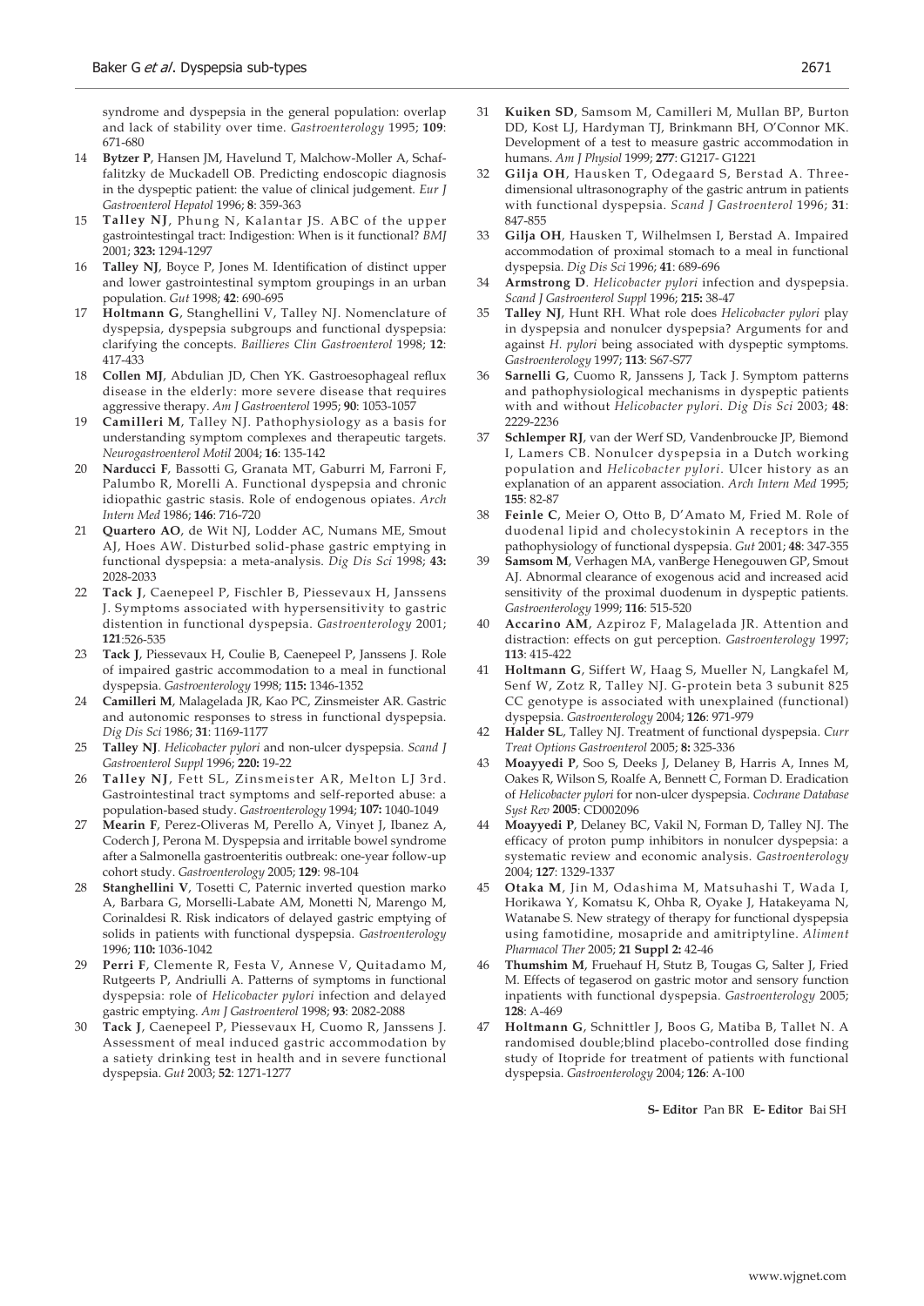syndrome and dyspepsia in the general population: overlap and lack of stability over time. *Gastroenterology* 1995; **109**: 671-680

14 **Bytzer P**, Hansen JM, Havelund T, Malchow-Moller A, Schaffalitzky de Muckadell OB. Predicting endoscopic diagnosis in the dyspeptic patient: the value of clinical judgement. *Eur J Gastroenterol Hepatol* 1996; **8**: 359-363

15 **Talley NJ**, Phung N, Kalantar JS. ABC of the upper gastrointestingal tract: Indigestion: When is it functional? *BMJ* 2001; **323:** 1294-1297

16 **Talley NJ**, Boyce P, Jones M. Identification of distinct upper and lower gastrointestinal symptom groupings in an urban population. *Gut* 1998; **42**: 690-695

17 **Holtmann G**, Stanghellini V, Talley NJ. Nomenclature of dyspepsia, dyspepsia subgroups and functional dyspepsia: clarifying the concepts. *Baillieres Clin Gastroenterol* 1998; **12**: 417-433

18 **Collen MJ**, Abdulian JD, Chen YK. Gastroesophageal reflux disease in the elderly: more severe disease that requires aggressive therapy. *Am J Gastroenterol* 1995; **90**: 1053-1057

19 **Camilleri M**, Talley NJ. Pathophysiology as a basis for understanding symptom complexes and therapeutic targets. *Neurogastroenterol Motil* 2004; **16**: 135-142

20 **Narducci F**, Bassotti G, Granata MT, Gaburri M, Farroni F, Palumbo R, Morelli A. Functional dyspepsia and chronic idiopathic gastric stasis. Role of endogenous opiates. *Arch Intern Med* 1986; **146**: 716-720

21 **Quartero AO**, de Wit NJ, Lodder AC, Numans ME, Smout AJ, Hoes AW. Disturbed solid-phase gastric emptying in functional dyspepsia: a meta-analysis. *Dig Dis Sci* 1998; **43:** 2028-2033

22 **Tack J**, Caenepeel P, Fischler B, Piessevaux H, Janssens J. Symptoms associated with hypersensitivity to gastric distention in functional dyspepsia. *Gastroenterology* 2001; **121**:526-535

23 **Tack J**, Piessevaux H, Coulie B, Caenepeel P, Janssens J. Role of impaired gastric accommodation to a meal in functional dyspepsia. *Gastroenterology* 1998; **115:** 1346-1352

24 **Camilleri M**, Malagelada JR, Kao PC, Zinsmeister AR. Gastric and autonomic responses to stress in functional dyspepsia. *Dig Dis Sci* 1986; **31**: 1169-1177

25 **Talley NJ**. *Helicobacter pylori* and non-ulcer dyspepsia. *Scand J Gastroenterol Suppl* 1996; **220:** 19-22

26 **Talley NJ**, Fett SL, Zinsmeister AR, Melton LJ 3rd. Gastrointestinal tract symptoms and self-reported abuse: a population-based study. *Gastroenterology* 1994; **107:** 1040-1049

27 **Mearin F**, Perez-Oliveras M, Perello A, Vinyet J, Ibanez A, Coderch J, Perona M. Dyspepsia and irritable bowel syndrome after a Salmonella gastroenteritis outbreak: one-year follow-up cohort study. *Gastroenterology* 2005; **129**: 98-104

28 **Stanghellini V**, Tosetti C, Paternic inverted question marko A, Barbara G, Morselli-Labate AM, Monetti N, Marengo M, Corinaldesi R. Risk indicators of delayed gastric emptying of solids in patients with functional dyspepsia. *Gastroenterology* 1996; **110:** 1036-1042

29 **Perri F**, Clemente R, Festa V, Annese V, Quitadamo M, Rutgeerts P, Andriulli A. Patterns of symptoms in functional dyspepsia: role of *Helicobacter pylori* infection and delayed gastric emptying. *Am J Gastroenterol* 1998; **93**: 2082-2088

30 **Tack J**, Caenepeel P, Piessevaux H, Cuomo R, Janssens J. Assessment of meal induced gastric accommodation by a satiety drinking test in health and in severe functional dyspepsia. *Gut* 2003; **52**: 1271-1277

31 **Kuiken SD**, Samsom M, Camilleri M, Mullan BP, Burton DD, Kost LJ, Hardyman TJ, Brinkmann BH, O'Connor MK. Development of a test to measure gastric accommodation in humans. *Am J Physiol* 1999; **277**: G1217- G1221

32 **Gilja OH**, Hausken T, Odegaard S, Berstad A. Three-dimensional ultrasonography of the gastric antrum in patients with functional dyspepsia. *Scand J Gastroenterol* 1996; **31**: 847-855

33 **Gilja OH**, Hausken T, Wilhelmsen I, Berstad A. Impaired accommodation of proximal stomach to a meal in functional dyspepsia. *Dig Dis Sci* 1996; **41**: 689-696

34 **Armstrong D**. *Helicobacter pylori* infection and dyspepsia. *Scand J Gastroenterol Suppl* 1996; **215:** 38-47

35 **Talley NJ**, Hunt RH. What role does *Helicobacter pylori* play in dyspepsia and nonulcer dyspepsia? Arguments for and against *H. pylori* being associated with dyspeptic symptoms. *Gastroenterology* 1997; **113**: S67-S77

36 **Sarnelli G**, Cuomo R, Janssens J, Tack J. Symptom patterns and pathophysiological mechanisms in dyspeptic patients with and without *Helicobacter pylori*. *Dig Dis Sci* 2003; **48**: 2229-2236

37 **Schlemper RJ**, van der Werf SD, Vandenbroucke JP, Biemond I, Lamers CB. Nonulcer dyspepsia in a Dutch working population and *Helicobacter pylori*. Ulcer history as an explanation of an apparent association. *Arch Intern Med* 1995; **155**: 82-87

38 **Feinle C**, Meier O, Otto B, D'Amato M, Fried M. Role of duodenal lipid and cholecystokinin A receptors in the pathophysiology of functional dyspepsia. *Gut* 2001; **48**: 347-355

39 **Samsom M**, Verhagen MA, vanBerge Henegouwen GP, Smout AJ. Abnormal clearance of exogenous acid and increased acid sensitivity of the proximal duodenum in dyspeptic patients. *Gastroenterology* 1999; **116**: 515-520

40 **Accarino AM**, Azpiroz F, Malagelada JR. Attention and distraction: effects on gut perception. *Gastroenterology* 1997; **113**: 415-422

41 **Holtmann G**, Siffert W, Haag S, Mueller N, Langkafel M, Senf W, Zotz R, Talley NJ. G-protein beta 3 subunit 825 CC genotype is associated with unexplained (functional) dyspepsia. *Gastroenterology* 2004; **126**: 971-979

42 **Halder SL**, Talley NJ. Treatment of functional dyspepsia. *Curr Treat Options Gastroenterol* 2005; **8:** 325-336

43 **Moayyedi P**, Soo S, Deeks J, Delaney B, Harris A, Innes M, Oakes R, Wilson S, Roalfe A, Bennett C, Forman D. Eradication of *Helicobacter pylori* for non-ulcer dyspepsia. *Cochrane Database Syst Rev* **2005**: CD002096

44 **Moayyedi P**, Delaney BC, Vakil N, Forman D, Talley NJ. The efficacy of proton pump inhibitors in nonulcer dyspepsia: a systematic review and economic analysis. *Gastroenterology* 2004; **127**: 1329-1337

45 **Otaka M**, Jin M, Odashima M, Matsuhashi T, Wada I, Horikawa Y, Komatsu K, Ohba R, Oyake J, Hatakeyama N, Watanabe S. New strategy of therapy for functional dyspepsia using famotidine, mosapride and amitriptyline. *Aliment Pharmacol Ther* 2005; **21 Suppl 2:** 42-46

46 **Thumshim M**, Fruehauf H, Stutz B, Tougas G, Salter J, Fried M. Effects of tegaserod on gastric motor and sensory function inpatients with functional dyspepsia. *Gastroenterology* 2005; **128**: A-469

47 **Holtmann G**, Schnittler J, Boos G, Matiba B, Tallet N. A randomised double;blind placebo-controlled dose finding study of Itopride for treatment of patients with functional dyspepsia. *Gastroenterology* 2004; **126**: A-100

**S- Editor** Pan BR **E- Editor** Bai SH